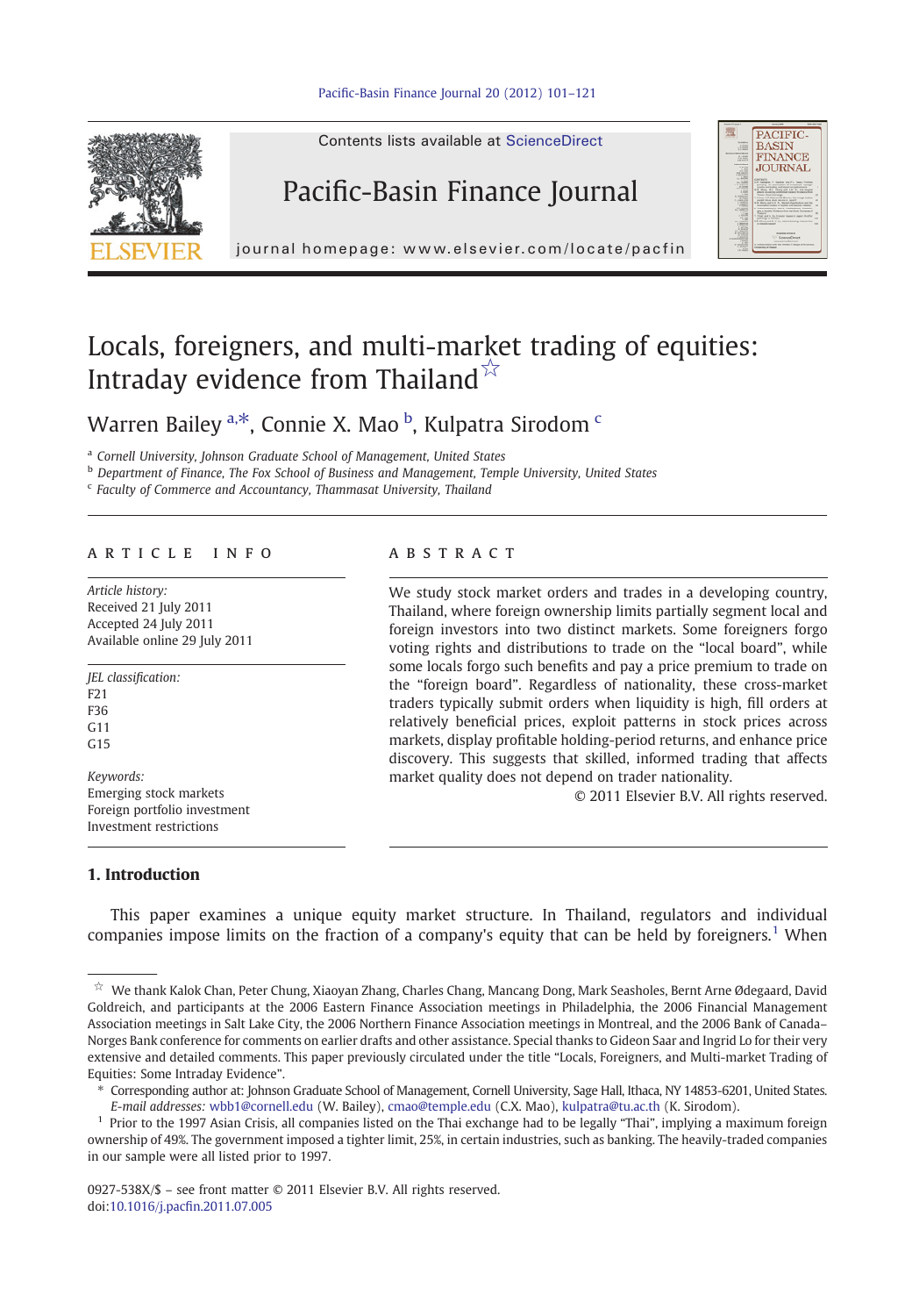# Locals, foreigners, and multi-market trading of equities: Intraday evidence from Thailand ☆

Warren Bailey [a,*], Connie X. Mao [b], Kulpatra Sirodom [c]

[a] Cornell University, Johnson Graduate School of Management, United States

[b] Department of Finance, The Fox School of Business and Management, Temple University, United States

[c] Faculty of Commerce and Accountancy, Thammasat University, Thailand

## ARTICLE INFO

*Article history:*
Received 21 July 2011
Accepted 24 July 2011
Available online 29 July 2011

*JEL classification:*
F21
F36
G11
G15

*Keywords:*
Emerging stock markets
Foreign portfolio investment
Investment restrictions

## ABSTRACT

We study stock market orders and trades in a developing country, Thailand, where foreign ownership limits partially segment local and foreign investors into two distinct markets. Some foreigners forgo voting rights and distributions to trade on the "local board", while some locals forgo such benefits and pay a price premium to trade on the "foreign board". Regardless of nationality, these cross-market traders typically submit orders when liquidity is high, fill orders at relatively beneficial prices, exploit patterns in stock prices across markets, display profitable holding-period returns, and enhance price discovery. This suggests that skilled, informed trading that affects market quality does not depend on trader nationality.

© 2011 Elsevier B.V. All rights reserved.

## 1. Introduction

This paper examines a unique equity market structure. In Thailand, regulators and individual companies impose limits on the fraction of a company's equity that can be held by foreigners.[1] When

---

☆ We thank Kalok Chan, Peter Chung, Xiaoyan Zhang, Charles Chang, Mancang Dong, Mark Seasholes, Bernt Arne Ødegaard, David Goldreich, and participants at the 2006 Eastern Finance Association meetings in Philadelphia, the 2006 Financial Management Association meetings in Salt Lake City, the 2006 Northern Finance Association meetings in Montreal, and the 2006 Bank of Canada–Norges Bank conference for comments on earlier drafts and other assistance. Special thanks to Gideon Saar and Ingrid Lo for their very extensive and detailed comments. This paper previously circulated under the title "Locals, Foreigners, and Multi-market Trading of Equities: Some Intraday Evidence".

\* Corresponding author at: Johnson Graduate School of Management, Cornell University, Sage Hall, Ithaca, NY 14853-6201, United States. *E-mail addresses:* wbb1@cornell.edu (W. Bailey), cmao@temple.edu (C.X. Mao), kulpatra@tu.ac.th (K. Sirodom).

[1] Prior to the 1997 Asian Crisis, all companies listed on the Thai exchange had to be legally "Thai", implying a maximum foreign ownership of 49%. The government imposed a tighter limit, 25%, in certain industries, such as banking. The heavily-traded companies in our sample were all listed prior to 1997.

0927-538X/$ – see front matter © 2011 Elsevier B.V. All rights reserved.
doi:10.1016/j.pacfin.2011.07.005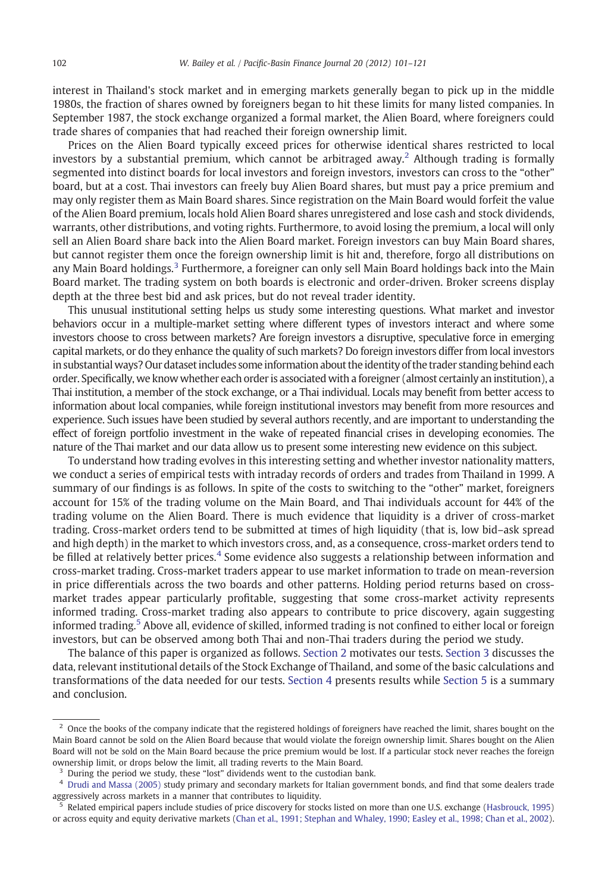interest in Thailand's stock market and in emerging markets generally began to pick up in the middle 1980s, the fraction of shares owned by foreigners began to hit these limits for many listed companies. In September 1987, the stock exchange organized a formal market, the Alien Board, where foreigners could trade shares of companies that had reached their foreign ownership limit.

Prices on the Alien Board typically exceed prices for otherwise identical shares restricted to local investors by a substantial premium, which cannot be arbitraged away.[2] Although trading is formally segmented into distinct boards for local investors and foreign investors, investors can cross to the "other" board, but at a cost. Thai investors can freely buy Alien Board shares, but must pay a price premium and may only register them as Main Board shares. Since registration on the Main Board would forfeit the value of the Alien Board premium, locals hold Alien Board shares unregistered and lose cash and stock dividends, warrants, other distributions, and voting rights. Furthermore, to avoid losing the premium, a local will only sell an Alien Board share back into the Alien Board market. Foreign investors can buy Main Board shares, but cannot register them once the foreign ownership limit is hit and, therefore, forgo all distributions on any Main Board holdings.[3] Furthermore, a foreigner can only sell Main Board holdings back into the Main Board market. The trading system on both boards is electronic and order-driven. Broker screens display depth at the three best bid and ask prices, but do not reveal trader identity.

This unusual institutional setting helps us study some interesting questions. What market and investor behaviors occur in a multiple-market setting where different types of investors interact and where some investors choose to cross between markets? Are foreign investors a disruptive, speculative force in emerging capital markets, or do they enhance the quality of such markets? Do foreign investors differ from local investors in substantial ways? Our dataset includes some information about the identity of the trader standing behind each order. Specifically, we know whether each order is associated with a foreigner (almost certainly an institution), a Thai institution, a member of the stock exchange, or a Thai individual. Locals may benefit from better access to information about local companies, while foreign institutional investors may benefit from more resources and experience. Such issues have been studied by several authors recently, and are important to understanding the effect of foreign portfolio investment in the wake of repeated financial crises in developing economies. The nature of the Thai market and our data allow us to present some interesting new evidence on this subject.

To understand how trading evolves in this interesting setting and whether investor nationality matters, we conduct a series of empirical tests with intraday records of orders and trades from Thailand in 1999. A summary of our findings is as follows. In spite of the costs to switching to the "other" market, foreigners account for 15% of the trading volume on the Main Board, and Thai individuals account for 44% of the trading volume on the Alien Board. There is much evidence that liquidity is a driver of cross-market trading. Cross-market orders tend to be submitted at times of high liquidity (that is, low bid–ask spread and high depth) in the market to which investors cross, and, as a consequence, cross-market orders tend to be filled at relatively better prices.[4] Some evidence also suggests a relationship between information and cross-market trading. Cross-market traders appear to use market information to trade on mean-reversion in price differentials across the two boards and other patterns. Holding period returns based on cross-market trades appear particularly profitable, suggesting that some cross-market activity represents informed trading. Cross-market trading also appears to contribute to price discovery, again suggesting informed trading.[5] Above all, evidence of skilled, informed trading is not confined to either local or foreign investors, but can be observed among both Thai and non-Thai traders during the period we study.

The balance of this paper is organized as follows. Section 2 motivates our tests. Section 3 discusses the data, relevant institutional details of the Stock Exchange of Thailand, and some of the basic calculations and transformations of the data needed for our tests. Section 4 presents results while Section 5 is a summary and conclusion.

---

[2] Once the books of the company indicate that the registered holdings of foreigners have reached the limit, shares bought on the Main Board cannot be sold on the Alien Board because that would violate the foreign ownership limit. Shares bought on the Alien Board will not be sold on the Main Board because the price premium would be lost. If a particular stock never reaches the foreign ownership limit, or drops below the limit, all trading reverts to the Main Board.

[3] During the period we study, these "lost" dividends went to the custodian bank.

[4] Drudi and Massa (2005) study primary and secondary markets for Italian government bonds, and find that some dealers trade aggressively across markets in a manner that contributes to liquidity.

[5] Related empirical papers include studies of price discovery for stocks listed on more than one U.S. exchange (Hasbrouck, 1995) or across equity and equity derivative markets (Chan et al., 1991; Stephan and Whaley, 1990; Easley et al., 1998; Chan et al., 2002).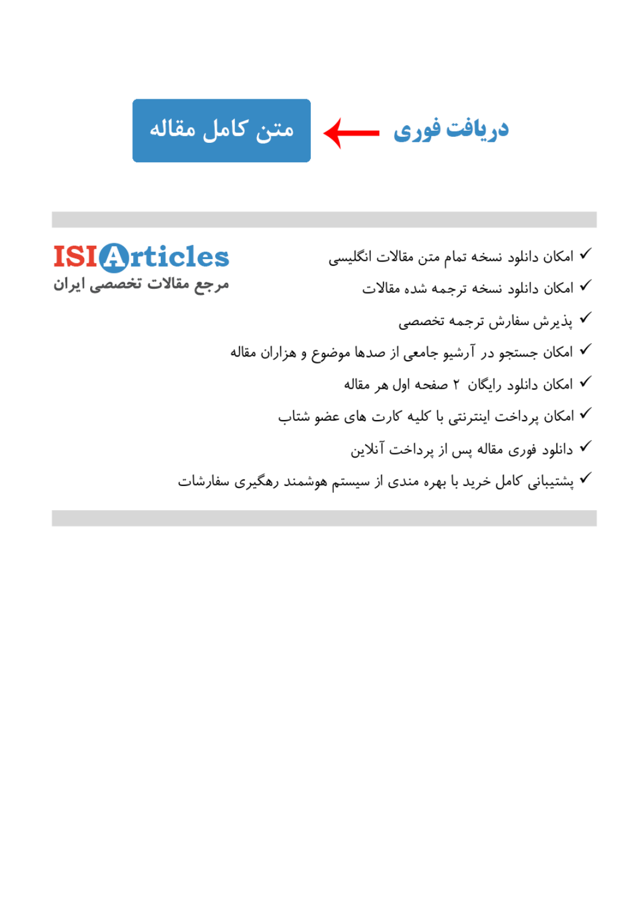دریافت فوری ← متن کامل مقاله

ISIArticles
مرجع مقالات تخصصی ایران

- ✓ امکان دانلود نسخه تمام متن مقالات انگلیسی
- ✓ امکان دانلود نسخه ترجمه شده مقالات
- ✓ پذیرش سفارش ترجمه تخصصی
- ✓ امکان جستجو در آرشیو جامعی از صدها موضوع و هزاران مقاله
- ✓ امکان دانلود رایگان ۲ صفحه اول هر مقاله
- ✓ امکان پرداخت اینترنتی با کلیه کارت های عضو شتاب
- ✓ دانلود فوری مقاله پس از پرداخت آنلاین
- ✓ پشتیبانی کامل خرید با بهره مندی از سیستم هوشمند رهگیری سفارشات